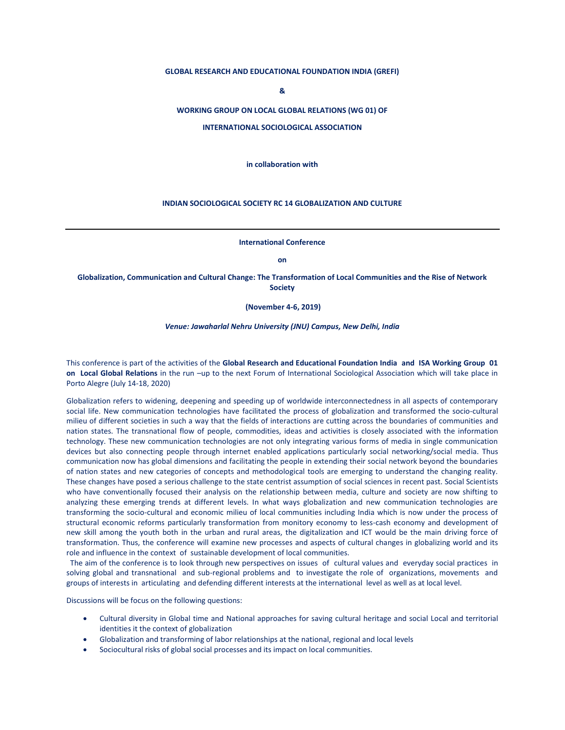**GLOBAL RESEARCH AND EDUCATIONAL FOUNDATION INDIA (GREFI)**

**&**

**WORKING GROUP ON LOCAL GLOBAL RELATIONS (WG 01) OF**

**INTERNATIONAL SOCIOLOGICAL ASSOCIATION**

**in collaboration with**

**INDIAN SOCIOLOGICAL SOCIETY RC 14 GLOBALIZATION AND CULTURE**

---

**International Conference**

**on**

# Globalization, Communication and Cultural Change: The Transformation of Local Communities and the Rise of Network Society

**(November 4-6, 2019)**

***Venue: Jawaharlal Nehru University (JNU) Campus, New Delhi, India***

This conference is part of the activities of the **Global Research and Educational Foundation India and ISA Working Group 01 on Local Global Relations** in the run –up to the next Forum of International Sociological Association which will take place in Porto Alegre (July 14-18, 2020)

Globalization refers to widening, deepening and speeding up of worldwide interconnectedness in all aspects of contemporary social life. New communication technologies have facilitated the process of globalization and transformed the socio-cultural milieu of different societies in such a way that the fields of interactions are cutting across the boundaries of communities and nation states. The transnational flow of people, commodities, ideas and activities is closely associated with the information technology. These new communication technologies are not only integrating various forms of media in single communication devices but also connecting people through internet enabled applications particularly social networking/social media. Thus communication now has global dimensions and facilitating the people in extending their social network beyond the boundaries of nation states and new categories of concepts and methodological tools are emerging to understand the changing reality. These changes have posed a serious challenge to the state centrist assumption of social sciences in recent past. Social Scientists who have conventionally focused their analysis on the relationship between media, culture and society are now shifting to analyzing these emerging trends at different levels. In what ways globalization and new communication technologies are transforming the socio-cultural and economic milieu of local communities including India which is now under the process of structural economic reforms particularly transformation from monitory economy to less-cash economy and development of new skill among the youth both in the urban and rural areas, the digitalization and ICT would be the main driving force of transformation. Thus, the conference will examine new processes and aspects of cultural changes in globalizing world and its role and influence in the context of sustainable development of local communities.

The aim of the conference is to look through new perspectives on issues of cultural values and everyday social practices in solving global and transnational and sub-regional problems and to investigate the role of organizations, movements and groups of interests in articulating and defending different interests at the international level as well as at local level.

Discussions will be focus on the following questions:

- Cultural diversity in Global time and National approaches for saving cultural heritage and social Local and territorial identities it the context of globalization
- Globalization and transforming of labor relationships at the national, regional and local levels
- Sociocultural risks of global social processes and its impact on local communities.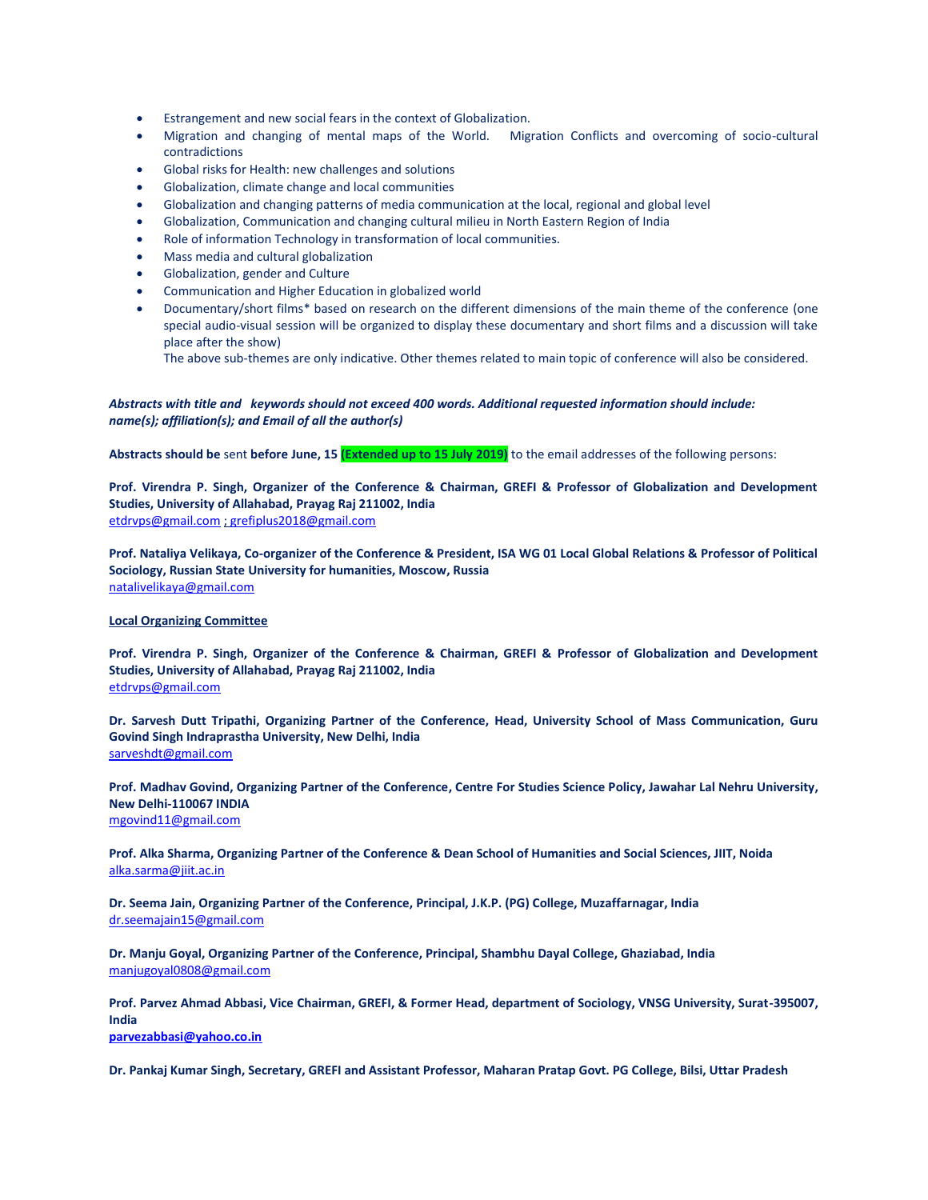- Estrangement and new social fears in the context of Globalization.
- Migration and changing of mental maps of the World. Migration Conflicts and overcoming of socio-cultural contradictions
- Global risks for Health: new challenges and solutions
- Globalization, climate change and local communities
- Globalization and changing patterns of media communication at the local, regional and global level
- Globalization, Communication and changing cultural milieu in North Eastern Region of India
- Role of information Technology in transformation of local communities.
- Mass media and cultural globalization
- Globalization, gender and Culture
- Communication and Higher Education in globalized world
- Documentary/short films* based on research on the different dimensions of the main theme of the conference (one special audio-visual session will be organized to display these documentary and short films and a discussion will take place after the show)

  The above sub-themes are only indicative. Other themes related to main topic of conference will also be considered.

***Abstracts with title and keywords should not exceed 400 words. Additional requested information should include: name(s); affiliation(s); and Email of all the author(s)***

**Abstracts should be** sent **before June, 15 (Extended up to 15 July 2019)** to the email addresses of the following persons:

**Prof. Virendra P. Singh, Organizer of the Conference & Chairman, GREFI & Professor of Globalization and Development Studies, University of Allahabad, Prayag Raj 211002, India**
etdrvps@gmail.com ; grefiplus2018@gmail.com

**Prof. Nataliya Velikaya, Co-organizer of the Conference & President, ISA WG 01 Local Global Relations & Professor of Political Sociology, Russian State University for humanities, Moscow, Russia**
natalivelikaya@gmail.com

**Local Organizing Committee**

**Prof. Virendra P. Singh, Organizer of the Conference & Chairman, GREFI & Professor of Globalization and Development Studies, University of Allahabad, Prayag Raj 211002, India**
etdrvps@gmail.com

**Dr. Sarvesh Dutt Tripathi, Organizing Partner of the Conference, Head, University School of Mass Communication, Guru Govind Singh Indraprastha University, New Delhi, India**
sarveshdt@gmail.com

**Prof. Madhav Govind, Organizing Partner of the Conference, Centre For Studies Science Policy, Jawahar Lal Nehru University, New Delhi-110067 INDIA**
mgovind11@gmail.com

**Prof. Alka Sharma, Organizing Partner of the Conference & Dean School of Humanities and Social Sciences, JIIT, Noida**
alka.sarma@jiit.ac.in

**Dr. Seema Jain, Organizing Partner of the Conference, Principal, J.K.P. (PG) College, Muzaffarnagar, India**
dr.seemajain15@gmail.com

**Dr. Manju Goyal, Organizing Partner of the Conference, Principal, Shambhu Dayal College, Ghaziabad, India**
manjugoyal0808@gmail.com

**Prof. Parvez Ahmad Abbasi, Vice Chairman, GREFI, & Former Head, department of Sociology, VNSG University, Surat-395007, India**
**parvezabbasi@yahoo.co.in**

**Dr. Pankaj Kumar Singh, Secretary, GREFI and Assistant Professor, Maharan Pratap Govt. PG College, Bilsi, Uttar Pradesh**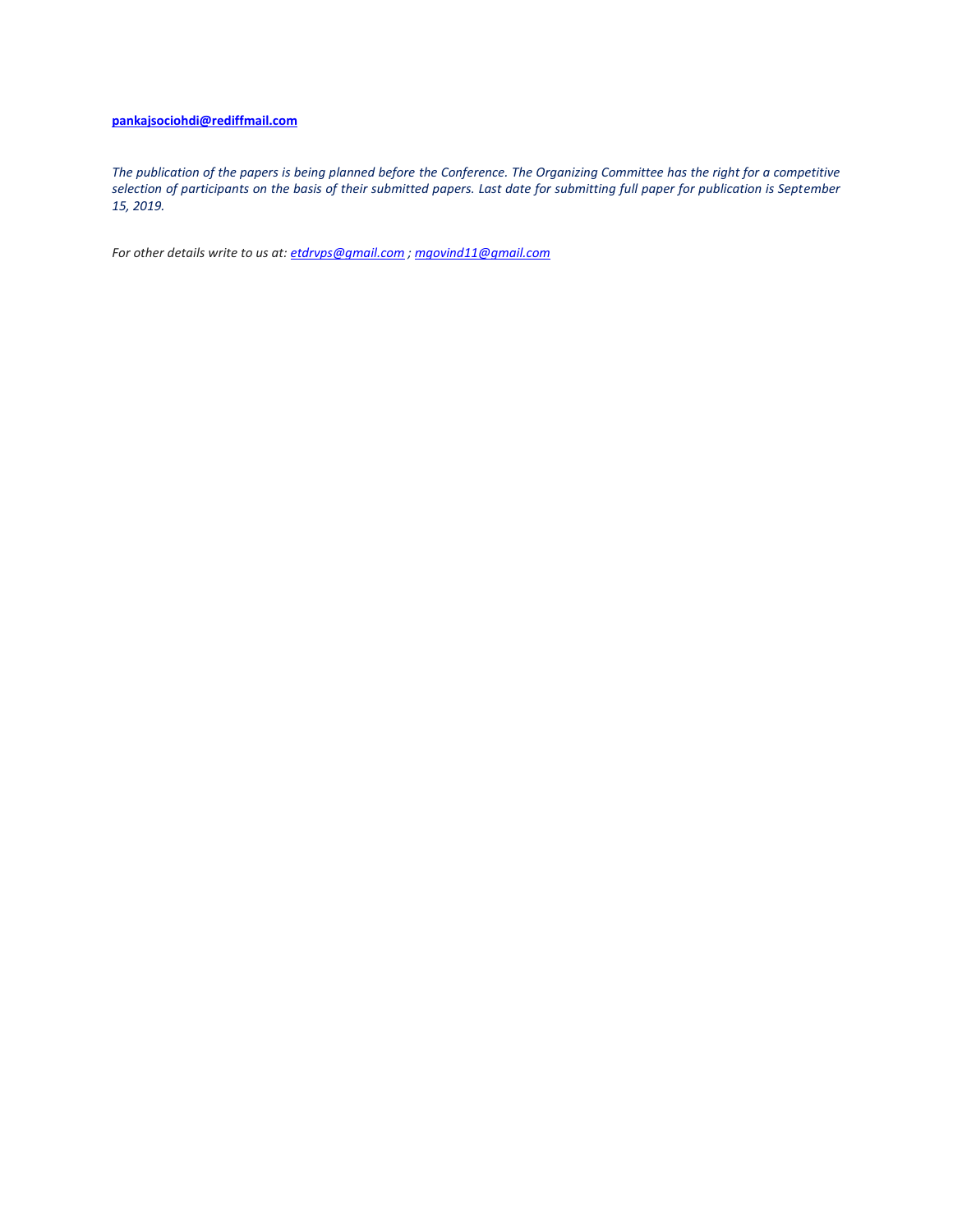**pankajsociohdi@rediffmail.com**

*The publication of the papers is being planned before the Conference. The Organizing Committee has the right for a competitive selection of participants on the basis of their submitted papers. Last date for submitting full paper for publication is September 15, 2019.*

*For other details write to us at: etdrvps@gmail.com ; mgovind11@gmail.com*